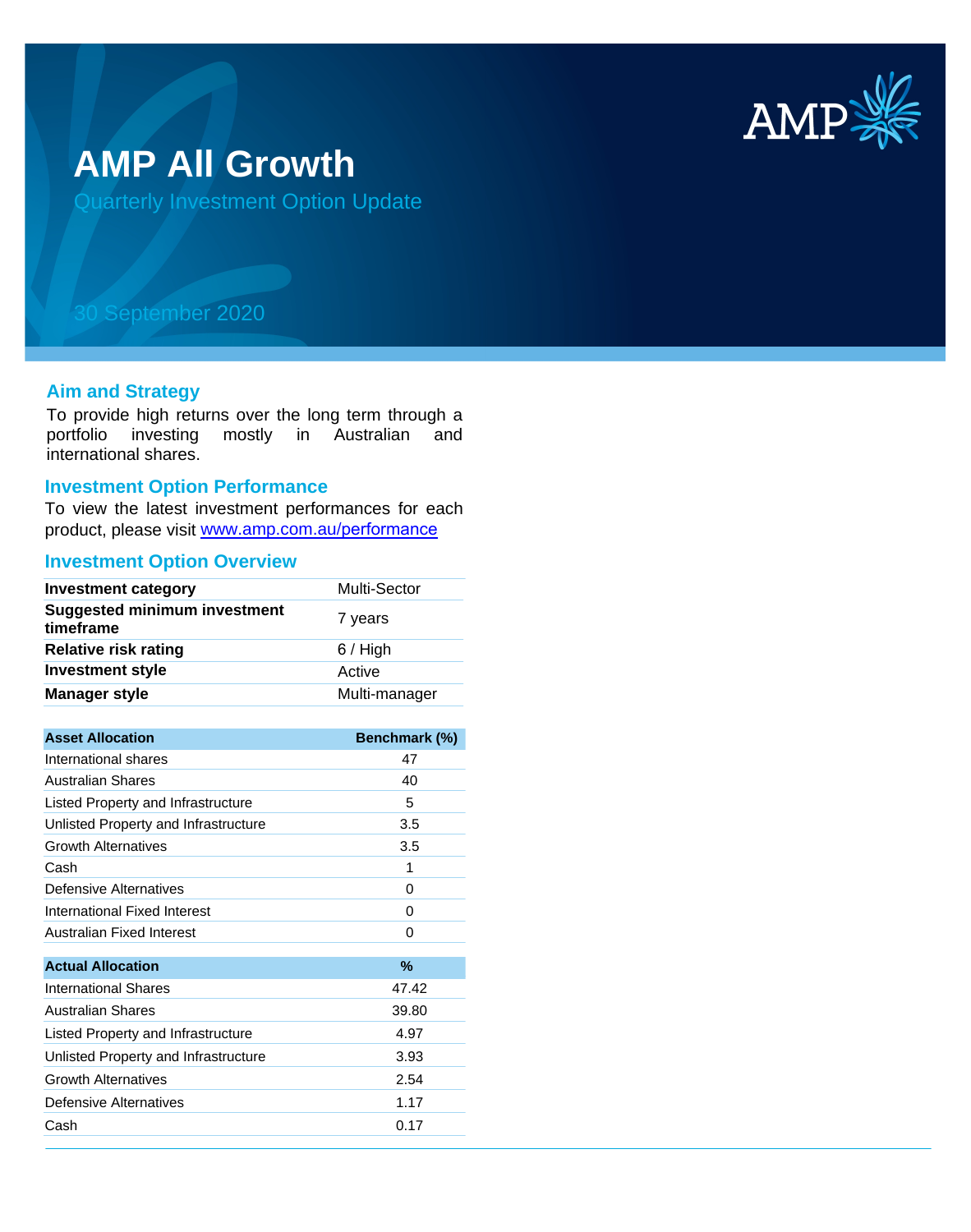# AMP All Growth

Quarterly Investment Option Update

30 September 2020

## Aim and Strategy

To provide high returns over the long term through a portfolio investing mostly in Australian and international shares.

## Investment Option Performance

To view the latest investment performances for each product, please visit www.amp.com.au/performance

## Investment Option Overview

| | |
|---|---|
| **Investment category** | Multi-Sector |
| **Suggested minimum investment timeframe** | 7 years |
| **Relative risk rating** | 6 / High |
| **Investment style** | Active |
| **Manager style** | Multi-manager |

| Asset Allocation | Benchmark (%) |
|---|---|
| International shares | 47 |
| Australian Shares | 40 |
| Listed Property and Infrastructure | 5 |
| Unlisted Property and Infrastructure | 3.5 |
| Growth Alternatives | 3.5 |
| Cash | 1 |
| Defensive Alternatives | 0 |
| International Fixed Interest | 0 |
| Australian Fixed Interest | 0 |

| Actual Allocation | % |
|---|---|
| International Shares | 47.42 |
| Australian Shares | 39.80 |
| Listed Property and Infrastructure | 4.97 |
| Unlisted Property and Infrastructure | 3.93 |
| Growth Alternatives | 2.54 |
| Defensive Alternatives | 1.17 |
| Cash | 0.17 |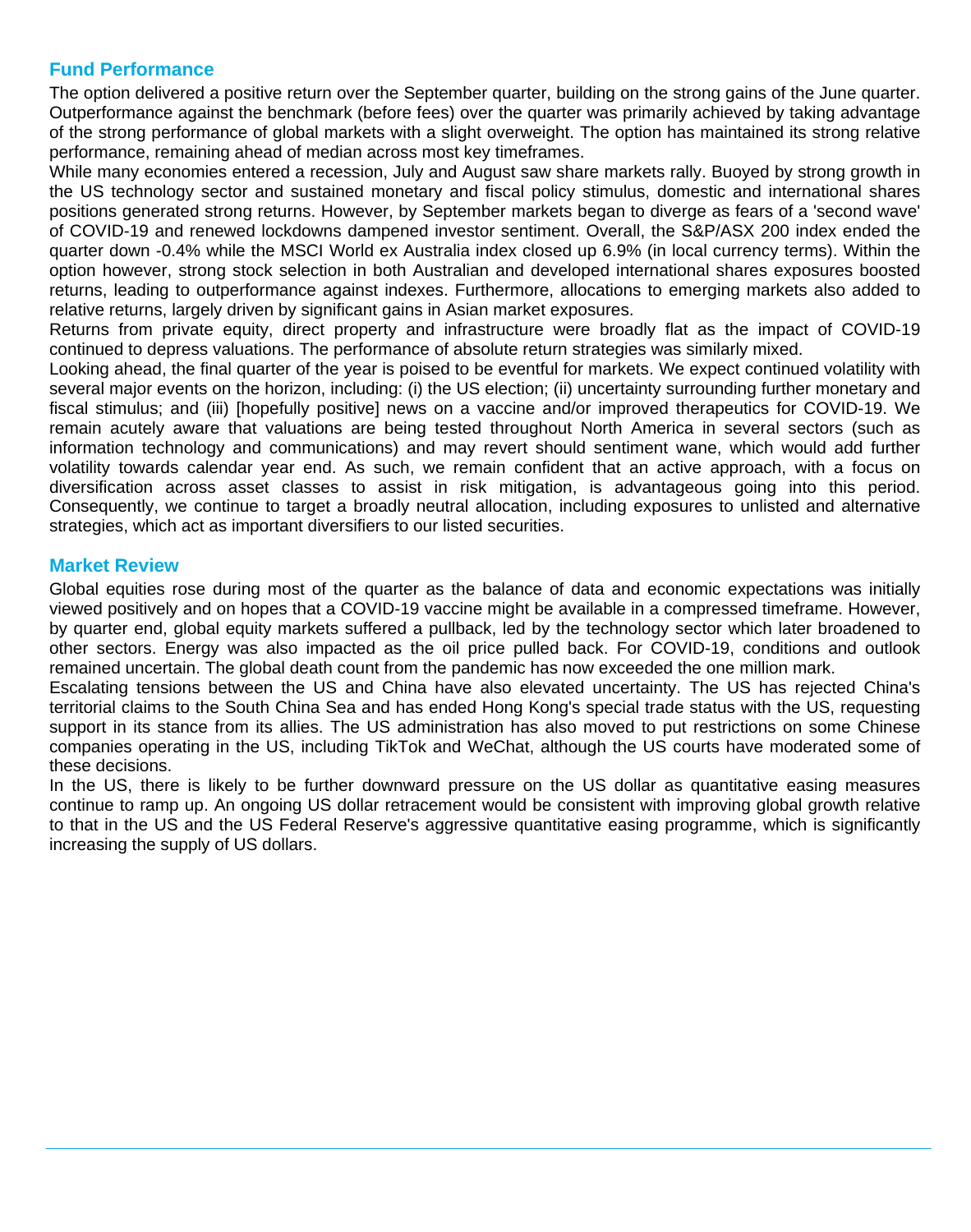## Fund Performance

The option delivered a positive return over the September quarter, building on the strong gains of the June quarter. Outperformance against the benchmark (before fees) over the quarter was primarily achieved by taking advantage of the strong performance of global markets with a slight overweight. The option has maintained its strong relative performance, remaining ahead of median across most key timeframes.

While many economies entered a recession, July and August saw share markets rally. Buoyed by strong growth in the US technology sector and sustained monetary and fiscal policy stimulus, domestic and international shares positions generated strong returns. However, by September markets began to diverge as fears of a 'second wave' of COVID-19 and renewed lockdowns dampened investor sentiment. Overall, the S&P/ASX 200 index ended the quarter down -0.4% while the MSCI World ex Australia index closed up 6.9% (in local currency terms). Within the option however, strong stock selection in both Australian and developed international shares exposures boosted returns, leading to outperformance against indexes. Furthermore, allocations to emerging markets also added to relative returns, largely driven by significant gains in Asian market exposures.

Returns from private equity, direct property and infrastructure were broadly flat as the impact of COVID-19 continued to depress valuations. The performance of absolute return strategies was similarly mixed.

Looking ahead, the final quarter of the year is poised to be eventful for markets. We expect continued volatility with several major events on the horizon, including: (i) the US election; (ii) uncertainty surrounding further monetary and fiscal stimulus; and (iii) [hopefully positive] news on a vaccine and/or improved therapeutics for COVID-19. We remain acutely aware that valuations are being tested throughout North America in several sectors (such as information technology and communications) and may revert should sentiment wane, which would add further volatility towards calendar year end. As such, we remain confident that an active approach, with a focus on diversification across asset classes to assist in risk mitigation, is advantageous going into this period. Consequently, we continue to target a broadly neutral allocation, including exposures to unlisted and alternative strategies, which act as important diversifiers to our listed securities.

## Market Review

Global equities rose during most of the quarter as the balance of data and economic expectations was initially viewed positively and on hopes that a COVID-19 vaccine might be available in a compressed timeframe. However, by quarter end, global equity markets suffered a pullback, led by the technology sector which later broadened to other sectors. Energy was also impacted as the oil price pulled back. For COVID-19, conditions and outlook remained uncertain. The global death count from the pandemic has now exceeded the one million mark.

Escalating tensions between the US and China have also elevated uncertainty. The US has rejected China's territorial claims to the South China Sea and has ended Hong Kong's special trade status with the US, requesting support in its stance from its allies. The US administration has also moved to put restrictions on some Chinese companies operating in the US, including TikTok and WeChat, although the US courts have moderated some of these decisions.

In the US, there is likely to be further downward pressure on the US dollar as quantitative easing measures continue to ramp up. An ongoing US dollar retracement would be consistent with improving global growth relative to that in the US and the US Federal Reserve's aggressive quantitative easing programme, which is significantly increasing the supply of US dollars.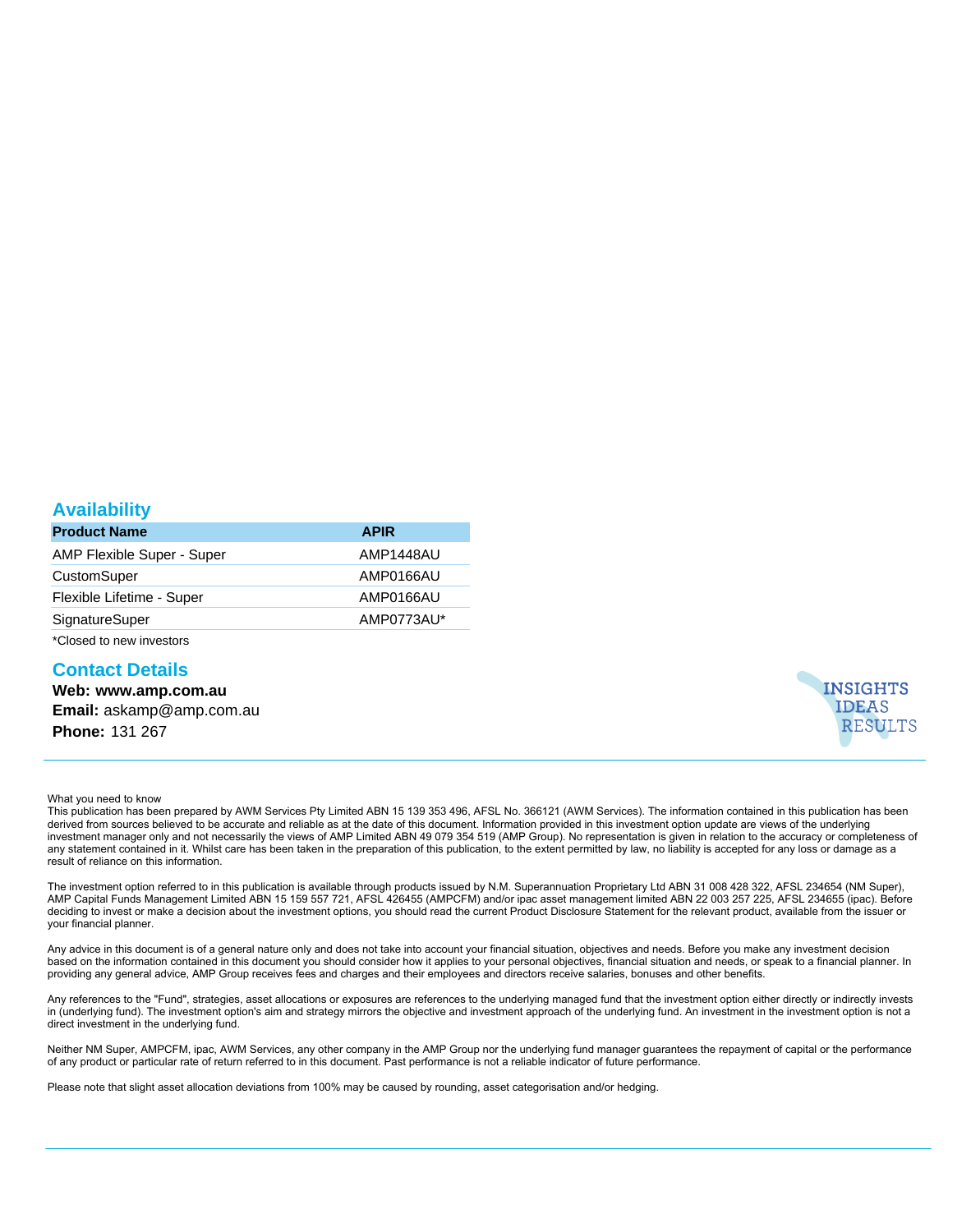## Availability

| Product Name | APIR |
|---|---|
| AMP Flexible Super - Super | AMP1448AU |
| CustomSuper | AMP0166AU |
| Flexible Lifetime - Super | AMP0166AU |
| SignatureSuper | AMP0773AU* |

*Closed to new investors

## Contact Details

**Web: www.amp.com.au**
**Email:** askamp@amp.com.au
**Phone:** 131 267

INSIGHTS
IDEAS
RESULTS

What you need to know

This publication has been prepared by AWM Services Pty Limited ABN 15 139 353 496, AFSL No. 366121 (AWM Services). The information contained in this publication has been derived from sources believed to be accurate and reliable as at the date of this document. Information provided in this investment option update are views of the underlying investment manager only and not necessarily the views of AMP Limited ABN 49 079 354 519 (AMP Group). No representation is given in relation to the accuracy or completeness of any statement contained in it. Whilst care has been taken in the preparation of this publication, to the extent permitted by law, no liability is accepted for any loss or damage as a result of reliance on this information.

The investment option referred to in this publication is available through products issued by N.M. Superannuation Proprietary Ltd ABN 31 008 428 322, AFSL 234654 (NM Super), AMP Capital Funds Management Limited ABN 15 159 557 721, AFSL 426455 (AMPCFM) and/or ipac asset management limited ABN 22 003 257 225, AFSL 234655 (ipac). Before deciding to invest or make a decision about the investment options, you should read the current Product Disclosure Statement for the relevant product, available from the issuer or your financial planner.

Any advice in this document is of a general nature only and does not take into account your financial situation, objectives and needs. Before you make any investment decision based on the information contained in this document you should consider how it applies to your personal objectives, financial situation and needs, or speak to a financial planner. In providing any general advice, AMP Group receives fees and charges and their employees and directors receive salaries, bonuses and other benefits.

Any references to the "Fund", strategies, asset allocations or exposures are references to the underlying managed fund that the investment option either directly or indirectly invests in (underlying fund). The investment option's aim and strategy mirrors the objective and investment approach of the underlying fund. An investment in the investment option is not a direct investment in the underlying fund.

Neither NM Super, AMPCFM, ipac, AWM Services, any other company in the AMP Group nor the underlying fund manager guarantees the repayment of capital or the performance of any product or particular rate of return referred to in this document. Past performance is not a reliable indicator of future performance.

Please note that slight asset allocation deviations from 100% may be caused by rounding, asset categorisation and/or hedging.